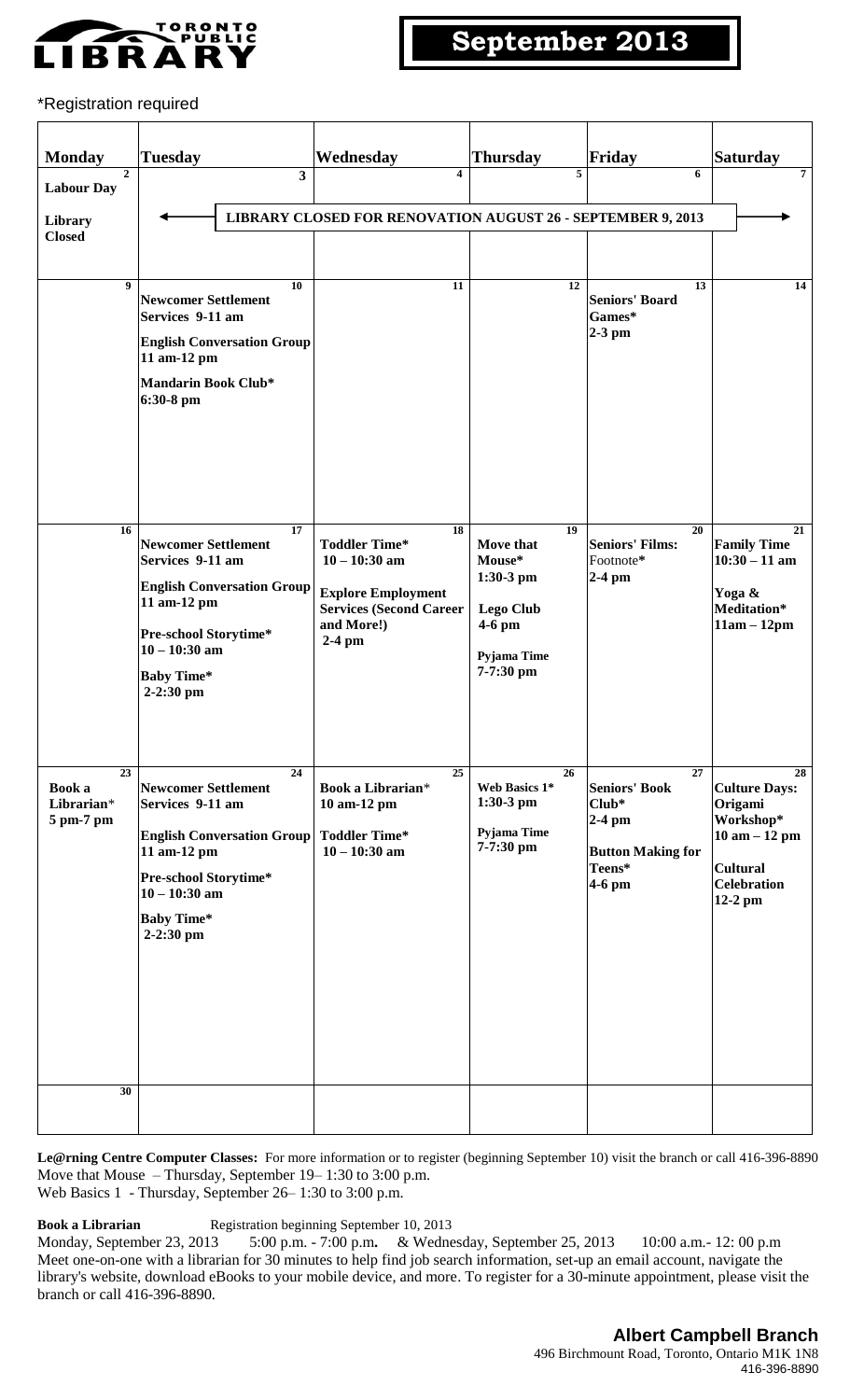# Toronto Public Library

## September 2013

*Registration required

| Monday | Tuesday | Wednesday | Thursday | Friday | Saturday |
|---|---|---|---|---|---|
| 2<br>**Labour Day**<br>**Library Closed** | 3<br>**LIBRARY CLOSED FOR RENOVATION AUGUST 26 - SEPTEMBER 9, 2013** | 4 | 5 | 6 | 7 |
| 9 | 10<br>**Newcomer Settlement Services 9-11 am**<br>**English Conversation Group 11 am-12 pm**<br>**Mandarin Book Club* 6:30-8 pm** | 11 | 12 | 13<br>**Seniors' Board Games* 2-3 pm** | 14 |
| 16 | 17<br>**Newcomer Settlement Services 9-11 am**<br>**English Conversation Group 11 am-12 pm**<br>**Pre-school Storytime* 10 – 10:30 am**<br>**Baby Time* 2-2:30 pm** | 18<br>**Toddler Time* 10 – 10:30 am**<br>**Explore Employment Services (Second Career and More!) 2-4 pm** | 19<br>**Move that Mouse* 1:30-3 pm**<br>**Lego Club 4-6 pm**<br>**Pyjama Time 7-7:30 pm** | 20<br>**Seniors' Films:** Footnote* **2-4 pm** | 21<br>**Family Time 10:30 – 11 am**<br>**Yoga & Meditation* 11am – 12pm** |
| 23<br>**Book a Librarian* 5 pm-7 pm** | 24<br>**Newcomer Settlement Services 9-11 am**<br>**English Conversation Group 11 am-12 pm**<br>**Pre-school Storytime* 10 – 10:30 am**<br>**Baby Time* 2-2:30 pm** | 25<br>**Book a Librarian* 10 am-12 pm**<br>**Toddler Time* 10 – 10:30 am** | 26<br>**Web Basics 1* 1:30-3 pm**<br>**Pyjama Time 7-7:30 pm** | 27<br>**Seniors' Book Club* 2-4 pm**<br>**Button Making for Teens* 4-6 pm** | 28<br>**Culture Days: Origami Workshop* 10 am – 12 pm**<br>**Cultural Celebration 12-2 pm** |
| 30 | | | | | |

**Le@rning Centre Computer Classes:** For more information or to register (beginning September 10) visit the branch or call 416-396-8890
Move that Mouse – Thursday, September 19– 1:30 to 3:00 p.m.
Web Basics 1 - Thursday, September 26– 1:30 to 3:00 p.m.

**Book a Librarian** Registration beginning September 10, 2013
Monday, September 23, 2013 5:00 p.m. - 7:00 p.m**.** & Wednesday, September 25, 2013 10:00 a.m.- 12: 00 p.m
Meet one-on-one with a librarian for 30 minutes to help find job search information, set-up an email account, navigate the library's website, download eBooks to your mobile device, and more. To register for a 30-minute appointment, please visit the branch or call 416-396-8890.

**Albert Campbell Branch**
496 Birchmount Road, Toronto, Ontario M1K 1N8
416-396-8890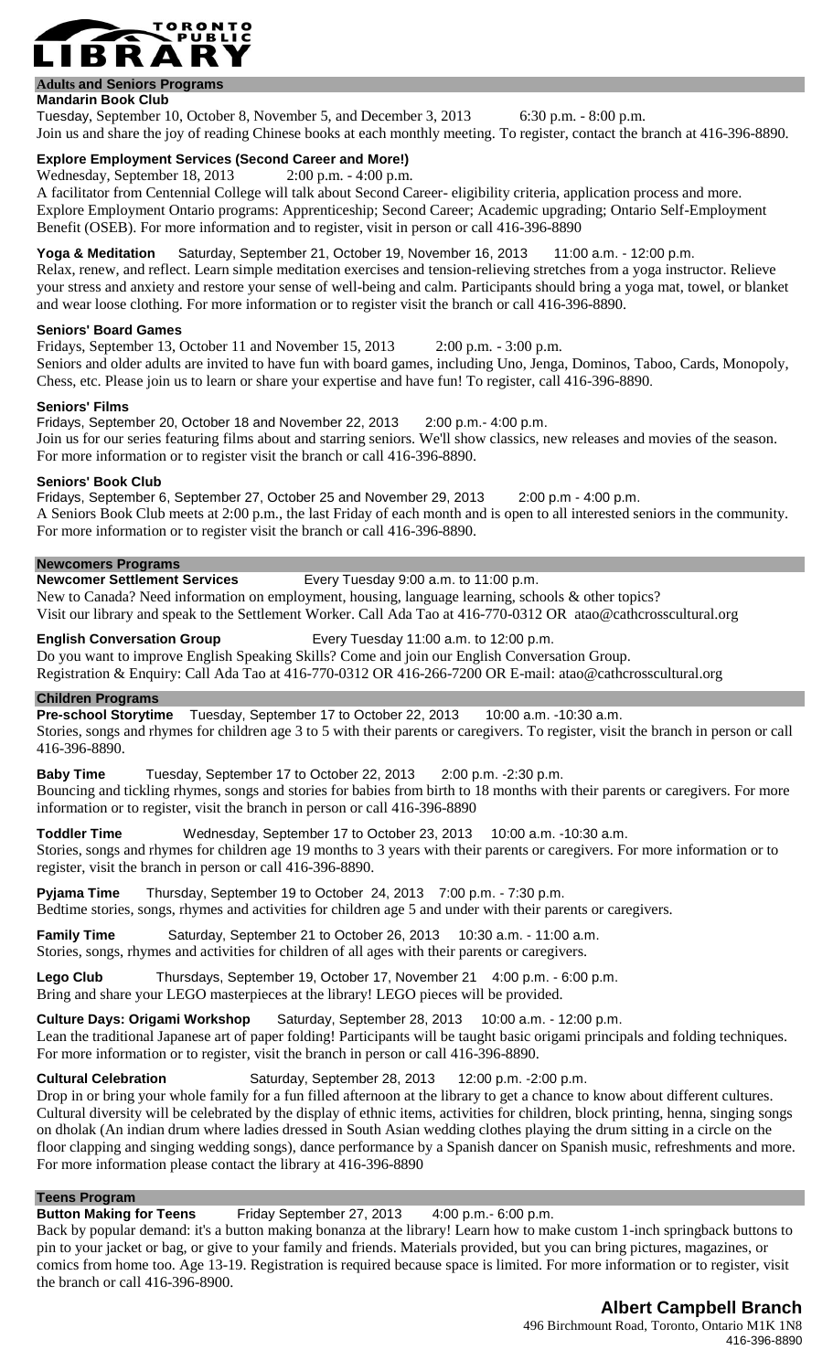# TORONTO PUBLIC LIBRARY

## Adults and Seniors Programs

### Mandarin Book Club

Tuesday, September 10, October 8, November 5, and December 3, 2013 6:30 p.m. - 8:00 p.m.

Join us and share the joy of reading Chinese books at each monthly meeting. To register, contact the branch at 416-396-8890.

### Explore Employment Services (Second Career and More!)

Wednesday, September 18, 2013 2:00 p.m. - 4:00 p.m.

A facilitator from Centennial College will talk about Second Career- eligibility criteria, application process and more. Explore Employment Ontario programs: Apprenticeship; Second Career; Academic upgrading; Ontario Self-Employment Benefit (OSEB). For more information and to register, visit in person or call 416-396-8890

### Yoga & Meditation

Saturday, September 21, October 19, November 16, 2013 11:00 a.m. - 12:00 p.m.

Relax, renew, and reflect. Learn simple meditation exercises and tension-relieving stretches from a yoga instructor. Relieve your stress and anxiety and restore your sense of well-being and calm. Participants should bring a yoga mat, towel, or blanket and wear loose clothing. For more information or to register visit the branch or call 416-396-8890.

### Seniors' Board Games

Fridays, September 13, October 11 and November 15, 2013 2:00 p.m. - 3:00 p.m.

Seniors and older adults are invited to have fun with board games, including Uno, Jenga, Dominos, Taboo, Cards, Monopoly, Chess, etc. Please join us to learn or share your expertise and have fun! To register, call 416-396-8890.

### Seniors' Films

Fridays, September 20, October 18 and November 22, 2013 2:00 p.m.- 4:00 p.m.

Join us for our series featuring films about and starring seniors. We'll show classics, new releases and movies of the season. For more information or to register visit the branch or call 416-396-8890.

### Seniors' Book Club

Fridays, September 6, September 27, October 25 and November 29, 2013 2:00 p.m - 4:00 p.m.

A Seniors Book Club meets at 2:00 p.m., the last Friday of each month and is open to all interested seniors in the community. For more information or to register visit the branch or call 416-396-8890.

## Newcomers Programs

### Newcomer Settlement Services

Every Tuesday 9:00 a.m. to 11:00 p.m.

New to Canada? Need information on employment, housing, language learning, schools & other topics?
Visit our library and speak to the Settlement Worker. Call Ada Tao at 416-770-0312 OR atao@cathcrosscultural.org

### English Conversation Group

Every Tuesday 11:00 a.m. to 12:00 p.m.

Do you want to improve English Speaking Skills? Come and join our English Conversation Group.
Registration & Enquiry: Call Ada Tao at 416-770-0312 OR 416-266-7200 OR E-mail: atao@cathcrosscultural.org

## Children Programs

### Pre-school Storytime

Tuesday, September 17 to October 22, 2013 10:00 a.m. -10:30 a.m.

Stories, songs and rhymes for children age 3 to 5 with their parents or caregivers. To register, visit the branch in person or call 416-396-8890.

### Baby Time

Tuesday, September 17 to October 22, 2013 2:00 p.m. -2:30 p.m.

Bouncing and tickling rhymes, songs and stories for babies from birth to 18 months with their parents or caregivers. For more information or to register, visit the branch in person or call 416-396-8890

### Toddler Time

Wednesday, September 17 to October 23, 2013 10:00 a.m. -10:30 a.m.

Stories, songs and rhymes for children age 19 months to 3 years with their parents or caregivers. For more information or to register, visit the branch in person or call 416-396-8890.

### Pyjama Time

Thursday, September 19 to October 24, 2013 7:00 p.m. - 7:30 p.m.

Bedtime stories, songs, rhymes and activities for children age 5 and under with their parents or caregivers.

### Family Time

Saturday, September 21 to October 26, 2013 10:30 a.m. - 11:00 a.m.

Stories, songs, rhymes and activities for children of all ages with their parents or caregivers.

### Lego Club

Thursdays, September 19, October 17, November 21 4:00 p.m. - 6:00 p.m.

Bring and share your LEGO masterpieces at the library! LEGO pieces will be provided.

### Culture Days: Origami Workshop

Saturday, September 28, 2013 10:00 a.m. - 12:00 p.m.

Lean the traditional Japanese art of paper folding! Participants will be taught basic origami principals and folding techniques. For more information or to register, visit the branch in person or call 416-396-8890.

### Cultural Celebration

Saturday, September 28, 2013 12:00 p.m. -2:00 p.m.

Drop in or bring your whole family for a fun filled afternoon at the library to get a chance to know about different cultures. Cultural diversity will be celebrated by the display of ethnic items, activities for children, block printing, henna, singing songs on dholak (An indian drum where ladies dressed in South Asian wedding clothes playing the drum sitting in a circle on the floor clapping and singing wedding songs), dance performance by a Spanish dancer on Spanish music, refreshments and more. For more information please contact the library at 416-396-8890

## Teens Program

### Button Making for Teens

Friday September 27, 2013 4:00 p.m.- 6:00 p.m.

Back by popular demand: it's a button making bonanza at the library! Learn how to make custom 1-inch springback buttons to pin to your jacket or bag, or give to your family and friends. Materials provided, but you can bring pictures, magazines, or comics from home too. Age 13-19. Registration is required because space is limited. For more information or to register, visit the branch or call 416-396-8900.

**Albert Campbell Branch**
496 Birchmount Road, Toronto, Ontario M1K 1N8
416-396-8890